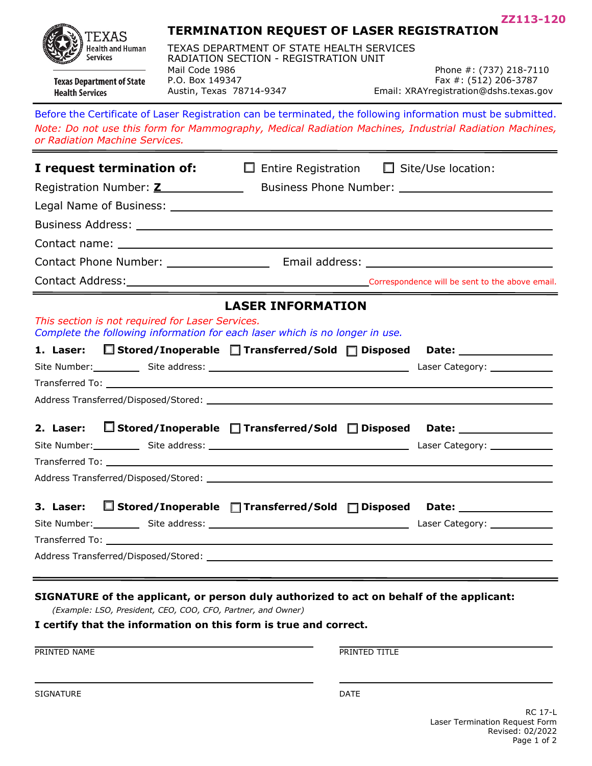ZZ113-120

# TERMINATION REQUEST OF LASER REGISTRATION

TEXAS Health and Human Services
Texas Department of State Health Services

TEXAS DEPARTMENT OF STATE HEALTH SERVICES
RADIATION SECTION - REGISTRATION UNIT
Mail Code 1986
P.O. Box 149347
Austin, Texas 78714-9347

Phone #: (737) 218-7110
Fax #: (512) 206-3787
Email: XRAYregistration@dshs.texas.gov

Before the Certificate of Laser Registration can be terminated, the following information must be submitted.

*Note: Do not use this form for Mammography, Medical Radiation Machines, Industrial Radiation Machines, or Radiation Machine Services.*

---

**I request termination of:** ☐ Entire Registration ☐ Site/Use location:

Registration Number: **Z**\_\_\_\_\_\_\_\_\_\_ Business Phone Number: \_\_\_\_\_\_\_\_\_\_

Legal Name of Business: \_\_\_\_\_\_\_\_\_\_

Business Address: \_\_\_\_\_\_\_\_\_\_

Contact name: \_\_\_\_\_\_\_\_\_\_

Contact Phone Number: \_\_\_\_\_\_\_\_\_\_ Email address: \_\_\_\_\_\_\_\_\_\_

Contact Address: \_\_\_\_\_\_\_\_\_\_ Correspondence will be sent to the above email.

---

## LASER INFORMATION

*This section is not required for Laser Services.*

Complete the following information for each laser which is no longer in use.

**1. Laser:** ☐ **Stored/Inoperable** ☐ **Transferred/Sold** ☐ **Disposed** **Date:** \_\_\_\_\_\_\_\_\_\_

Site Number: \_\_\_\_\_ Site address: \_\_\_\_\_\_\_\_\_\_ Laser Category: \_\_\_\_\_\_\_\_\_\_

Transferred To: \_\_\_\_\_\_\_\_\_\_

Address Transferred/Disposed/Stored: \_\_\_\_\_\_\_\_\_\_

**2. Laser:** ☐ **Stored/Inoperable** ☐ **Transferred/Sold** ☐ **Disposed** **Date:** \_\_\_\_\_\_\_\_\_\_

Site Number: \_\_\_\_\_ Site address: \_\_\_\_\_\_\_\_\_\_ Laser Category: \_\_\_\_\_\_\_\_\_\_

Transferred To: \_\_\_\_\_\_\_\_\_\_

Address Transferred/Disposed/Stored: \_\_\_\_\_\_\_\_\_\_

**3. Laser:** ☐ **Stored/Inoperable** ☐ **Transferred/Sold** ☐ **Disposed** **Date:** \_\_\_\_\_\_\_\_\_\_

Site Number: \_\_\_\_\_ Site address: \_\_\_\_\_\_\_\_\_\_ Laser Category: \_\_\_\_\_\_\_\_\_\_

Transferred To: \_\_\_\_\_\_\_\_\_\_

Address Transferred/Disposed/Stored: \_\_\_\_\_\_\_\_\_\_

---

**SIGNATURE of the applicant, or person duly authorized to act on behalf of the applicant:**

*(Example: LSO, President, CEO, COO, CFO, Partner, and Owner)*

**I certify that the information on this form is true and correct.**

\_\_\_\_\_\_\_\_\_\_ \_\_\_\_\_\_\_\_\_\_
PRINTED NAME PRINTED TITLE

\_\_\_\_\_\_\_\_\_\_ \_\_\_\_\_\_\_\_\_\_
SIGNATURE DATE

RC 17-L
Laser Termination Request Form
Revised: 02/2022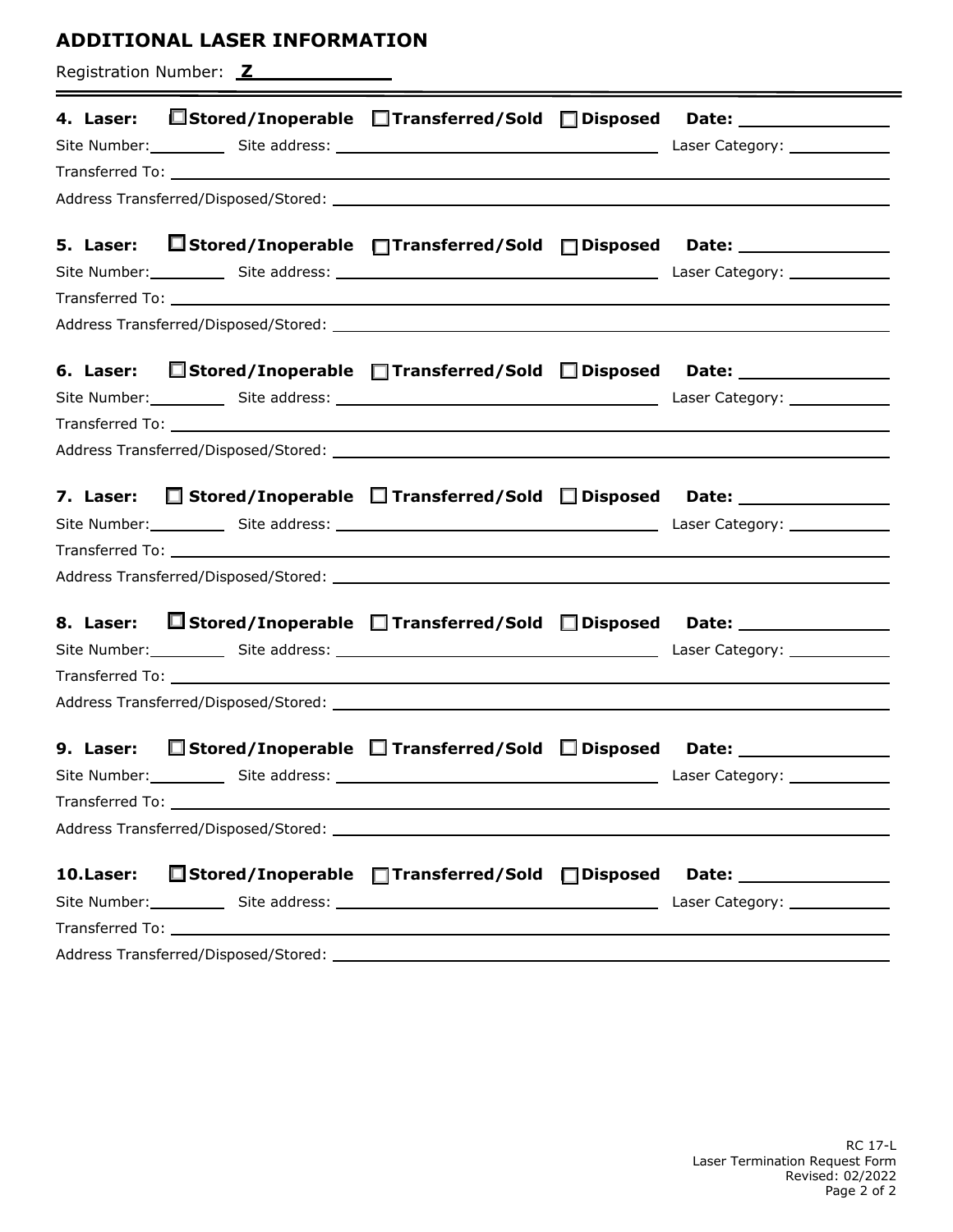## ADDITIONAL LASER INFORMATION

Registration Number: Z\_\_\_\_\_\_\_\_\_\_\_\_

**4. Laser:** ☐ **Stored/Inoperable** ☐ **Transferred/Sold** ☐ **Disposed** **Date:** \_\_\_\_\_\_\_\_\_\_\_\_\_\_\_

Site Number:\_\_\_\_\_\_\_\_\_ Site address: \_\_\_\_\_\_\_\_\_\_\_\_\_\_\_\_\_\_\_\_\_\_\_\_\_\_\_\_\_\_\_\_\_\_\_\_ Laser Category: \_\_\_\_\_\_\_\_\_\_\_\_

Transferred To: \_\_\_\_\_\_\_\_\_\_\_\_\_\_\_\_\_\_\_\_\_\_\_\_\_\_\_\_\_\_\_\_\_\_\_\_\_\_\_\_\_\_\_\_\_\_\_\_\_\_\_\_\_\_\_\_\_\_\_\_\_\_\_\_\_\_\_\_\_\_\_\_\_\_

Address Transferred/Disposed/Stored: \_\_\_\_\_\_\_\_\_\_\_\_\_\_\_\_\_\_\_\_\_\_\_\_\_\_\_\_\_\_\_\_\_\_\_\_\_\_\_\_\_\_\_\_\_\_\_\_\_\_\_\_\_\_\_\_\_\_

**5. Laser:** ☐ **Stored/Inoperable** ☐ **Transferred/Sold** ☐ **Disposed** **Date:** \_\_\_\_\_\_\_\_\_\_\_\_\_\_\_

Site Number:\_\_\_\_\_\_\_\_\_ Site address: \_\_\_\_\_\_\_\_\_\_\_\_\_\_\_\_\_\_\_\_\_\_\_\_\_\_\_\_\_\_\_\_\_\_\_\_ Laser Category: \_\_\_\_\_\_\_\_\_\_\_\_

Transferred To: \_\_\_\_\_\_\_\_\_\_\_\_\_\_\_\_\_\_\_\_\_\_\_\_\_\_\_\_\_\_\_\_\_\_\_\_\_\_\_\_\_\_\_\_\_\_\_\_\_\_\_\_\_\_\_\_\_\_\_\_\_\_\_\_\_\_\_\_\_\_\_\_\_\_

Address Transferred/Disposed/Stored: \_\_\_\_\_\_\_\_\_\_\_\_\_\_\_\_\_\_\_\_\_\_\_\_\_\_\_\_\_\_\_\_\_\_\_\_\_\_\_\_\_\_\_\_\_\_\_\_\_\_\_\_\_\_\_\_\_\_

**6. Laser:** ☐ **Stored/Inoperable** ☐ **Transferred/Sold** ☐ **Disposed** **Date:** \_\_\_\_\_\_\_\_\_\_\_\_\_\_\_

Site Number:\_\_\_\_\_\_\_\_\_ Site address: \_\_\_\_\_\_\_\_\_\_\_\_\_\_\_\_\_\_\_\_\_\_\_\_\_\_\_\_\_\_\_\_\_\_\_\_ Laser Category: \_\_\_\_\_\_\_\_\_\_\_\_

Transferred To: \_\_\_\_\_\_\_\_\_\_\_\_\_\_\_\_\_\_\_\_\_\_\_\_\_\_\_\_\_\_\_\_\_\_\_\_\_\_\_\_\_\_\_\_\_\_\_\_\_\_\_\_\_\_\_\_\_\_\_\_\_\_\_\_\_\_\_\_\_\_\_\_\_\_

Address Transferred/Disposed/Stored: \_\_\_\_\_\_\_\_\_\_\_\_\_\_\_\_\_\_\_\_\_\_\_\_\_\_\_\_\_\_\_\_\_\_\_\_\_\_\_\_\_\_\_\_\_\_\_\_\_\_\_\_\_\_\_\_\_\_

**7. Laser:** ☐ **Stored/Inoperable** ☐ **Transferred/Sold** ☐ **Disposed** **Date:** \_\_\_\_\_\_\_\_\_\_\_\_\_\_\_

Site Number:\_\_\_\_\_\_\_\_\_ Site address: \_\_\_\_\_\_\_\_\_\_\_\_\_\_\_\_\_\_\_\_\_\_\_\_\_\_\_\_\_\_\_\_\_\_\_\_ Laser Category: \_\_\_\_\_\_\_\_\_\_\_\_

Transferred To: \_\_\_\_\_\_\_\_\_\_\_\_\_\_\_\_\_\_\_\_\_\_\_\_\_\_\_\_\_\_\_\_\_\_\_\_\_\_\_\_\_\_\_\_\_\_\_\_\_\_\_\_\_\_\_\_\_\_\_\_\_\_\_\_\_\_\_\_\_\_\_\_\_\_

Address Transferred/Disposed/Stored: \_\_\_\_\_\_\_\_\_\_\_\_\_\_\_\_\_\_\_\_\_\_\_\_\_\_\_\_\_\_\_\_\_\_\_\_\_\_\_\_\_\_\_\_\_\_\_\_\_\_\_\_\_\_\_\_\_\_

**8. Laser:** ☐ **Stored/Inoperable** ☐ **Transferred/Sold** ☐ **Disposed** **Date:** \_\_\_\_\_\_\_\_\_\_\_\_\_\_\_

Site Number:\_\_\_\_\_\_\_\_\_ Site address: \_\_\_\_\_\_\_\_\_\_\_\_\_\_\_\_\_\_\_\_\_\_\_\_\_\_\_\_\_\_\_\_\_\_\_\_ Laser Category: \_\_\_\_\_\_\_\_\_\_\_\_

Transferred To: \_\_\_\_\_\_\_\_\_\_\_\_\_\_\_\_\_\_\_\_\_\_\_\_\_\_\_\_\_\_\_\_\_\_\_\_\_\_\_\_\_\_\_\_\_\_\_\_\_\_\_\_\_\_\_\_\_\_\_\_\_\_\_\_\_\_\_\_\_\_\_\_\_\_

Address Transferred/Disposed/Stored: \_\_\_\_\_\_\_\_\_\_\_\_\_\_\_\_\_\_\_\_\_\_\_\_\_\_\_\_\_\_\_\_\_\_\_\_\_\_\_\_\_\_\_\_\_\_\_\_\_\_\_\_\_\_\_\_\_\_

**9. Laser:** ☐ **Stored/Inoperable** ☐ **Transferred/Sold** ☐ **Disposed** **Date:** \_\_\_\_\_\_\_\_\_\_\_\_\_\_\_

Site Number:\_\_\_\_\_\_\_\_\_ Site address: \_\_\_\_\_\_\_\_\_\_\_\_\_\_\_\_\_\_\_\_\_\_\_\_\_\_\_\_\_\_\_\_\_\_\_\_ Laser Category: \_\_\_\_\_\_\_\_\_\_\_\_

Transferred To: \_\_\_\_\_\_\_\_\_\_\_\_\_\_\_\_\_\_\_\_\_\_\_\_\_\_\_\_\_\_\_\_\_\_\_\_\_\_\_\_\_\_\_\_\_\_\_\_\_\_\_\_\_\_\_\_\_\_\_\_\_\_\_\_\_\_\_\_\_\_\_\_\_\_

Address Transferred/Disposed/Stored: \_\_\_\_\_\_\_\_\_\_\_\_\_\_\_\_\_\_\_\_\_\_\_\_\_\_\_\_\_\_\_\_\_\_\_\_\_\_\_\_\_\_\_\_\_\_\_\_\_\_\_\_\_\_\_\_\_\_

**10.Laser:** ☐ **Stored/Inoperable** ☐ **Transferred/Sold** ☐ **Disposed** **Date:** \_\_\_\_\_\_\_\_\_\_\_\_\_\_\_

Site Number:\_\_\_\_\_\_\_\_\_ Site address: \_\_\_\_\_\_\_\_\_\_\_\_\_\_\_\_\_\_\_\_\_\_\_\_\_\_\_\_\_\_\_\_\_\_\_\_ Laser Category: \_\_\_\_\_\_\_\_\_\_\_\_

Transferred To: \_\_\_\_\_\_\_\_\_\_\_\_\_\_\_\_\_\_\_\_\_\_\_\_\_\_\_\_\_\_\_\_\_\_\_\_\_\_\_\_\_\_\_\_\_\_\_\_\_\_\_\_\_\_\_\_\_\_\_\_\_\_\_\_\_\_\_\_\_\_\_\_\_\_

Address Transferred/Disposed/Stored: \_\_\_\_\_\_\_\_\_\_\_\_\_\_\_\_\_\_\_\_\_\_\_\_\_\_\_\_\_\_\_\_\_\_\_\_\_\_\_\_\_\_\_\_\_\_\_\_\_\_\_\_\_\_\_\_\_\_

RC 17-L
Laser Termination Request Form
Revised: 02/2022